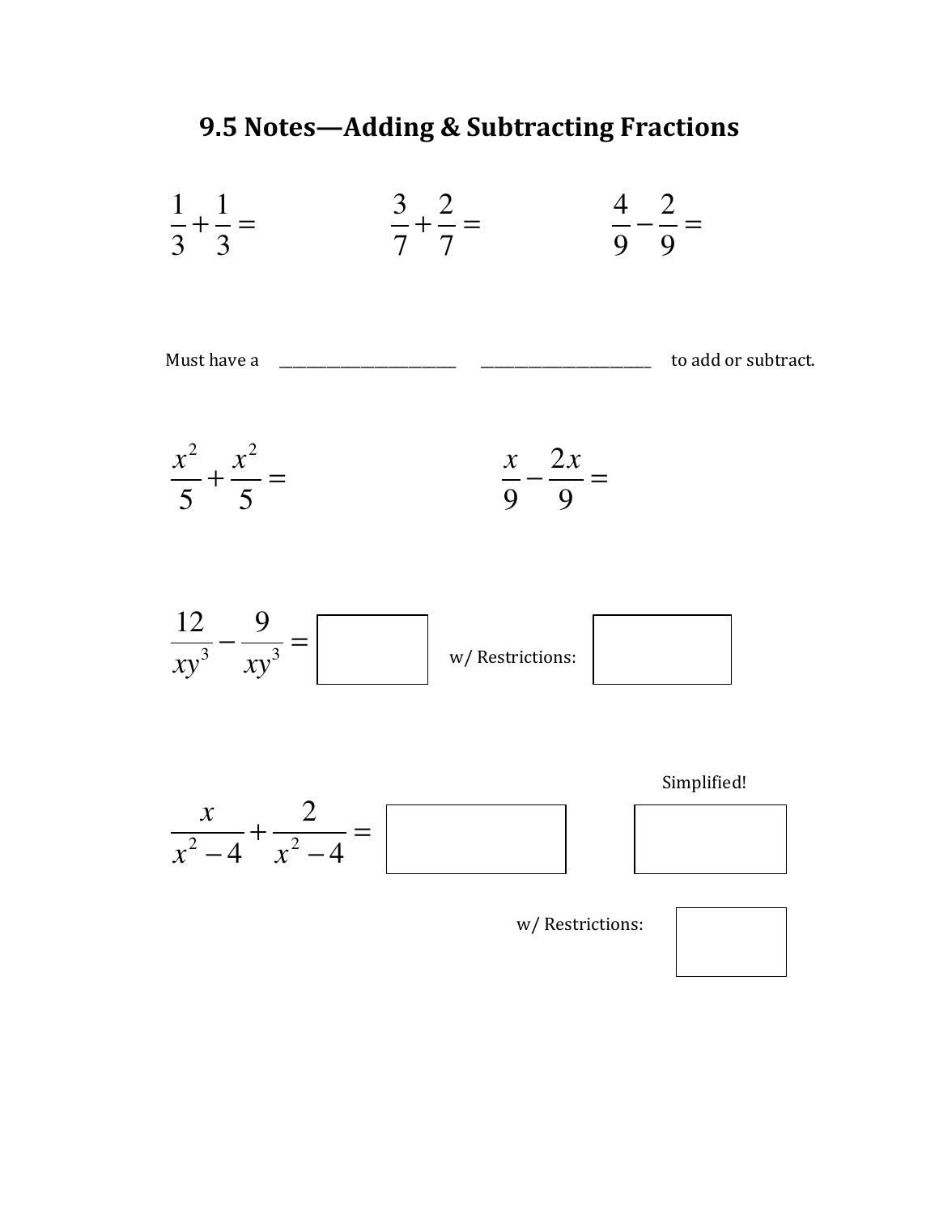# 9.5 Notes—Adding & Subtracting Fractions

$\frac{1}{3}+\frac{1}{3}=$ $\frac{3}{7}+\frac{2}{7}=$ $\frac{4}{9}-\frac{2}{9}=$

Must have a ______________________ ______________________ to add or subtract.

$\frac{x^2}{5}+\frac{x^2}{5}=$ $\frac{x}{9}-\frac{2x}{9}=$

$\frac{12}{xy^3}-\frac{9}{xy^3}=$ [ ] w/ Restrictions: [ ]

Simplified!

$\frac{x}{x^2-4}+\frac{2}{x^2-4}=$ [ ] [ ]

w/ Restrictions: [ ]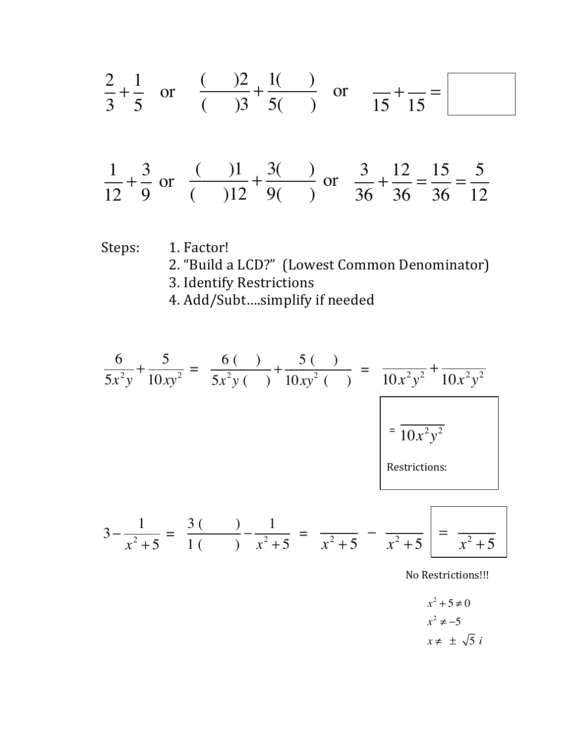$$\frac{2}{3}+\frac{1}{5} \quad \text{or} \quad \frac{(\quad)2}{(\quad)3}+\frac{1(\quad)}{5(\quad)} \quad \text{or} \quad \frac{}{15}+\frac{}{15}= \boxed{\phantom{xx}}$$

$$\frac{1}{12}+\frac{3}{9} \quad \text{or} \quad \frac{(\quad)1}{(\quad)12}+\frac{3(\quad)}{9(\quad)} \quad \text{or} \quad \frac{3}{36}+\frac{12}{36}=\frac{15}{36}=\frac{5}{12}$$

Steps:
1. Factor!
2. "Build a LCD?" (Lowest Common Denominator)
3. Identify Restrictions
4. Add/Subt….simplify if needed

$$\frac{6}{5x^2y}+\frac{5}{10xy^2} = \frac{6(\quad)}{5x^2y(\quad)}+\frac{5(\quad)}{10xy^2(\quad)} = \frac{}{10x^2y^2}+\frac{}{10x^2y^2}$$

$$= \frac{}{10x^2y^2}$$

Restrictions:

$$3-\frac{1}{x^2+5} = \frac{3(\quad)}{1(\quad)}-\frac{1}{x^2+5} = \frac{}{x^2+5} - \frac{}{x^2+5} = \frac{}{x^2+5}$$

No Restrictions!!!

$$x^2+5 \neq 0$$
$$x^2 \neq -5$$
$$x \neq \pm\sqrt{5}\, i$$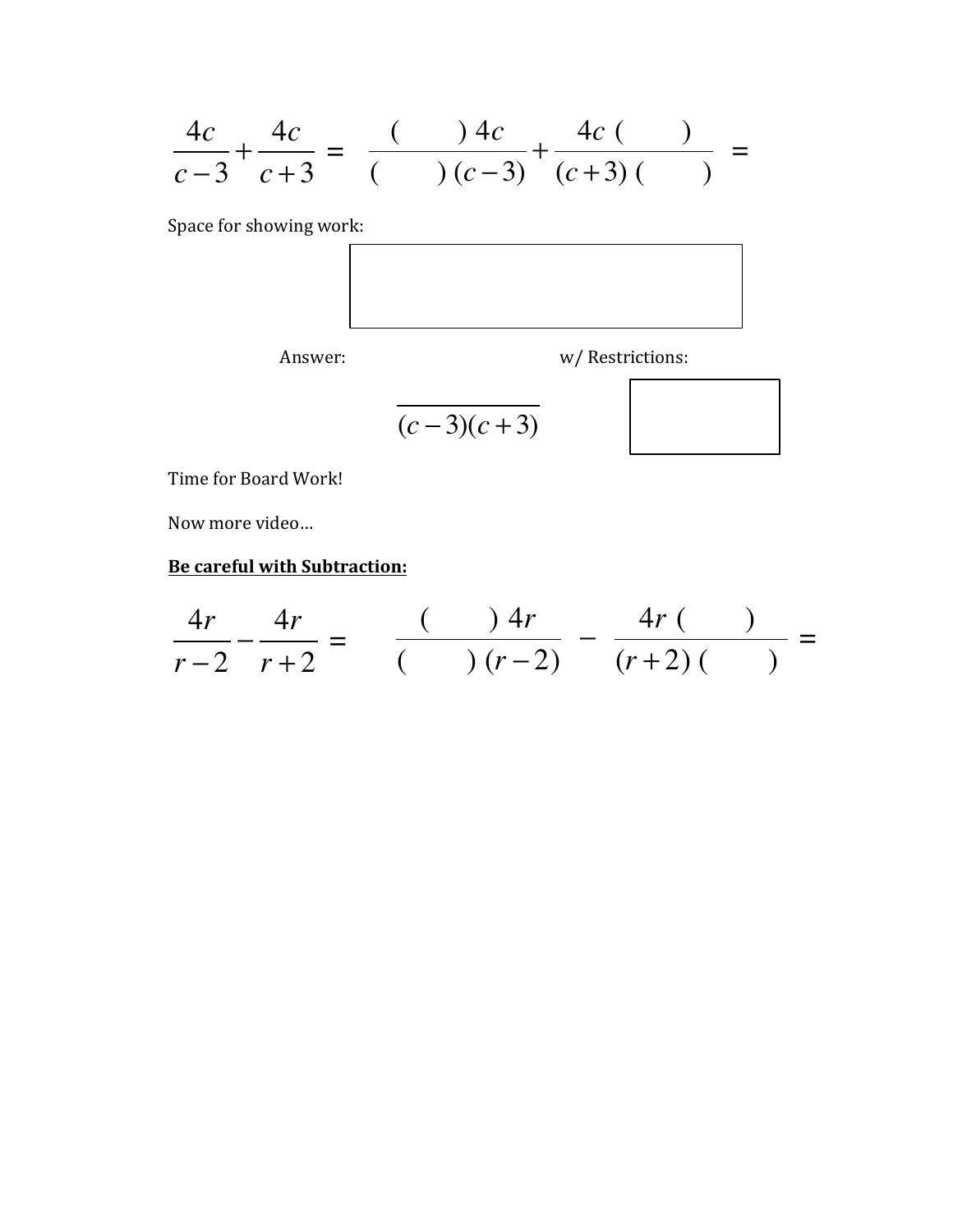$$\frac{4c}{c-3}+\frac{4c}{c+3} = \frac{(\qquad)\,4c}{(\qquad)\,(c-3)}+\frac{4c\,(\qquad)}{(c+3)\,(\qquad)} =$$

Space for showing work:

Answer: w/ Restrictions:

$$\frac{\qquad}{(c-3)(c+3)}$$

Time for Board Work!

Now more video…

**Be careful with Subtraction:**

$$\frac{4r}{r-2}-\frac{4r}{r+2} = \frac{(\qquad)\,4r}{(\qquad)\,(r-2)} - \frac{4r\,(\qquad)}{(r+2)\,(\qquad)} =$$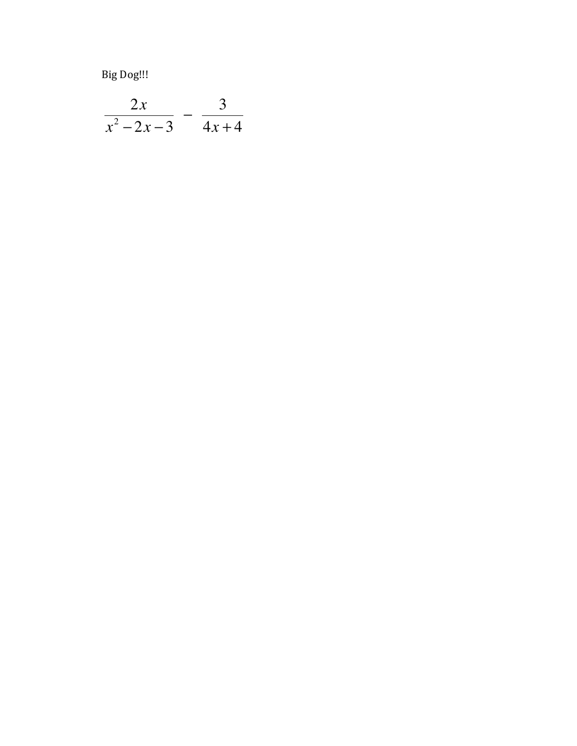Big Dog!!!

$$\frac{2x}{x^2 - 2x - 3} - \frac{3}{4x + 4}$$